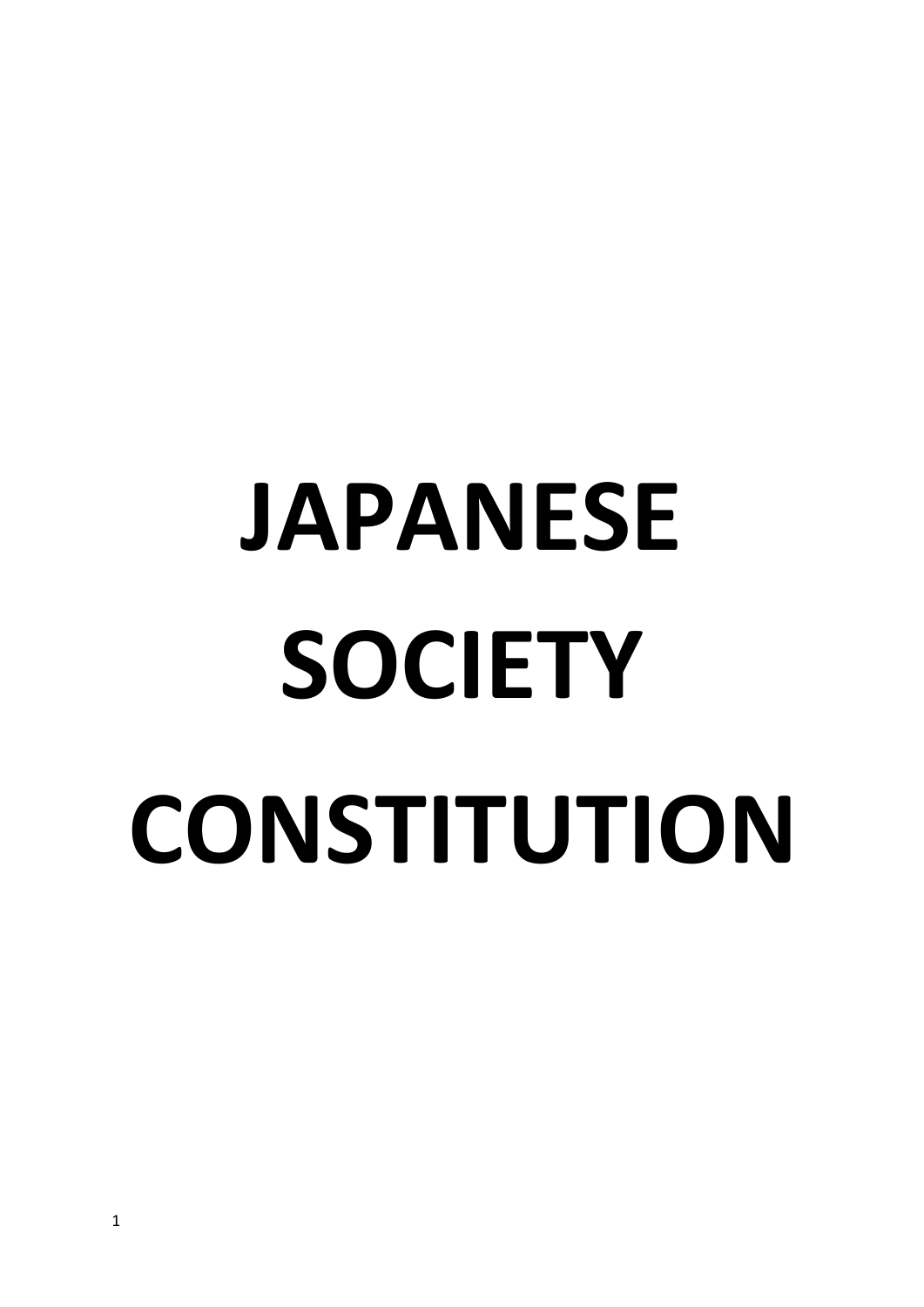# JAPANESE SOCIETY CONSTITUTION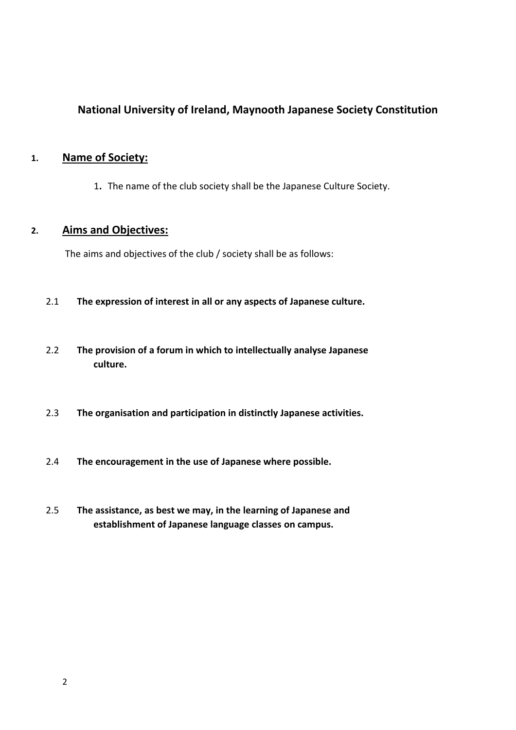**National University of Ireland, Maynooth Japanese Society Constitution**

## 1. Name of Society:

1. The name of the club society shall be the Japanese Culture Society.

## 2. Aims and Objectives:

The aims and objectives of the club / society shall be as follows:

2.1 **The expression of interest in all or any aspects of Japanese culture.**

2.2 **The provision of a forum in which to intellectually analyse Japanese culture.**

2.3 **The organisation and participation in distinctly Japanese activities.**

2.4 **The encouragement in the use of Japanese where possible.**

2.5 **The assistance, as best we may, in the learning of Japanese and establishment of Japanese language classes on campus.**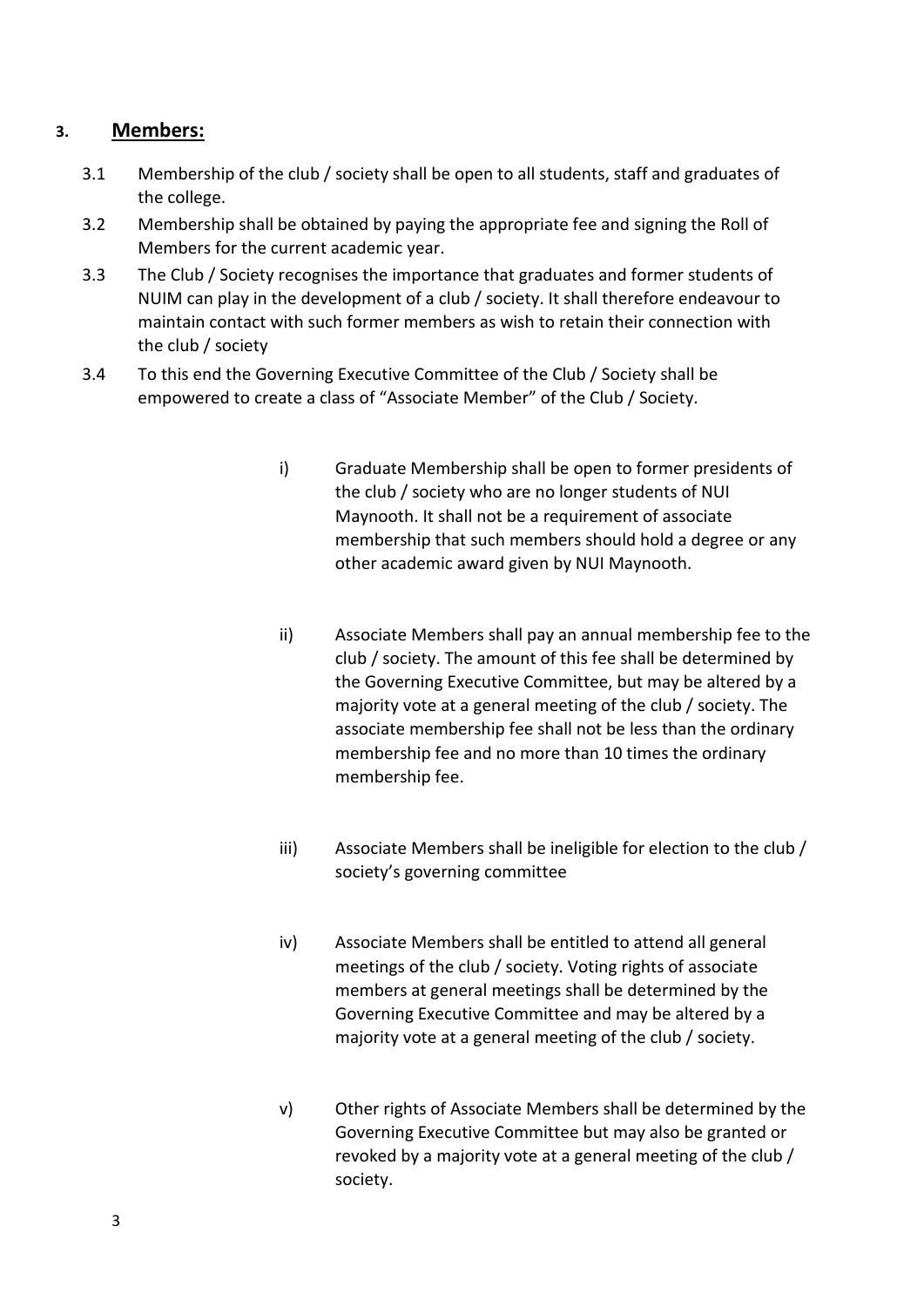## 3. Members:

3.1 Membership of the club / society shall be open to all students, staff and graduates of the college.

3.2 Membership shall be obtained by paying the appropriate fee and signing the Roll of Members for the current academic year.

3.3 The Club / Society recognises the importance that graduates and former students of NUIM can play in the development of a club / society. It shall therefore endeavour to maintain contact with such former members as wish to retain their connection with the club / society

3.4 To this end the Governing Executive Committee of the Club / Society shall be empowered to create a class of "Associate Member" of the Club / Society.

i) Graduate Membership shall be open to former presidents of the club / society who are no longer students of NUI Maynooth. It shall not be a requirement of associate membership that such members should hold a degree or any other academic award given by NUI Maynooth.

ii) Associate Members shall pay an annual membership fee to the club / society. The amount of this fee shall be determined by the Governing Executive Committee, but may be altered by a majority vote at a general meeting of the club / society. The associate membership fee shall not be less than the ordinary membership fee and no more than 10 times the ordinary membership fee.

iii) Associate Members shall be ineligible for election to the club / society's governing committee

iv) Associate Members shall be entitled to attend all general meetings of the club / society. Voting rights of associate members at general meetings shall be determined by the Governing Executive Committee and may be altered by a majority vote at a general meeting of the club / society.

v) Other rights of Associate Members shall be determined by the Governing Executive Committee but may also be granted or revoked by a majority vote at a general meeting of the club / society.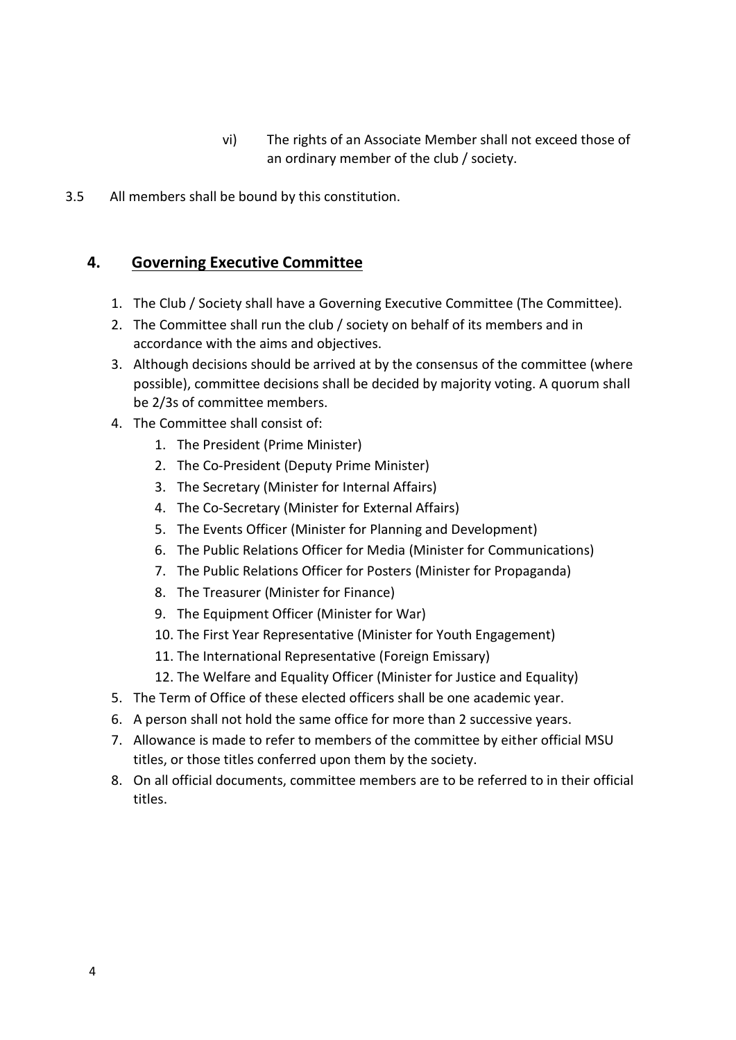vi) The rights of an Associate Member shall not exceed those of an ordinary member of the club / society.

3.5 All members shall be bound by this constitution.

## 4. **Governing Executive Committee**

1. The Club / Society shall have a Governing Executive Committee (The Committee).
2. The Committee shall run the club / society on behalf of its members and in accordance with the aims and objectives.
3. Although decisions should be arrived at by the consensus of the committee (where possible), committee decisions shall be decided by majority voting. A quorum shall be 2/3s of committee members.
4. The Committee shall consist of:
    1. The President (Prime Minister)
    2. The Co-President (Deputy Prime Minister)
    3. The Secretary (Minister for Internal Affairs)
    4. The Co-Secretary (Minister for External Affairs)
    5. The Events Officer (Minister for Planning and Development)
    6. The Public Relations Officer for Media (Minister for Communications)
    7. The Public Relations Officer for Posters (Minister for Propaganda)
    8. The Treasurer (Minister for Finance)
    9. The Equipment Officer (Minister for War)
    10. The First Year Representative (Minister for Youth Engagement)
    11. The International Representative (Foreign Emissary)
    12. The Welfare and Equality Officer (Minister for Justice and Equality)
5. The Term of Office of these elected officers shall be one academic year.
6. A person shall not hold the same office for more than 2 successive years.
7. Allowance is made to refer to members of the committee by either official MSU titles, or those titles conferred upon them by the society.
8. On all official documents, committee members are to be referred to in their official titles.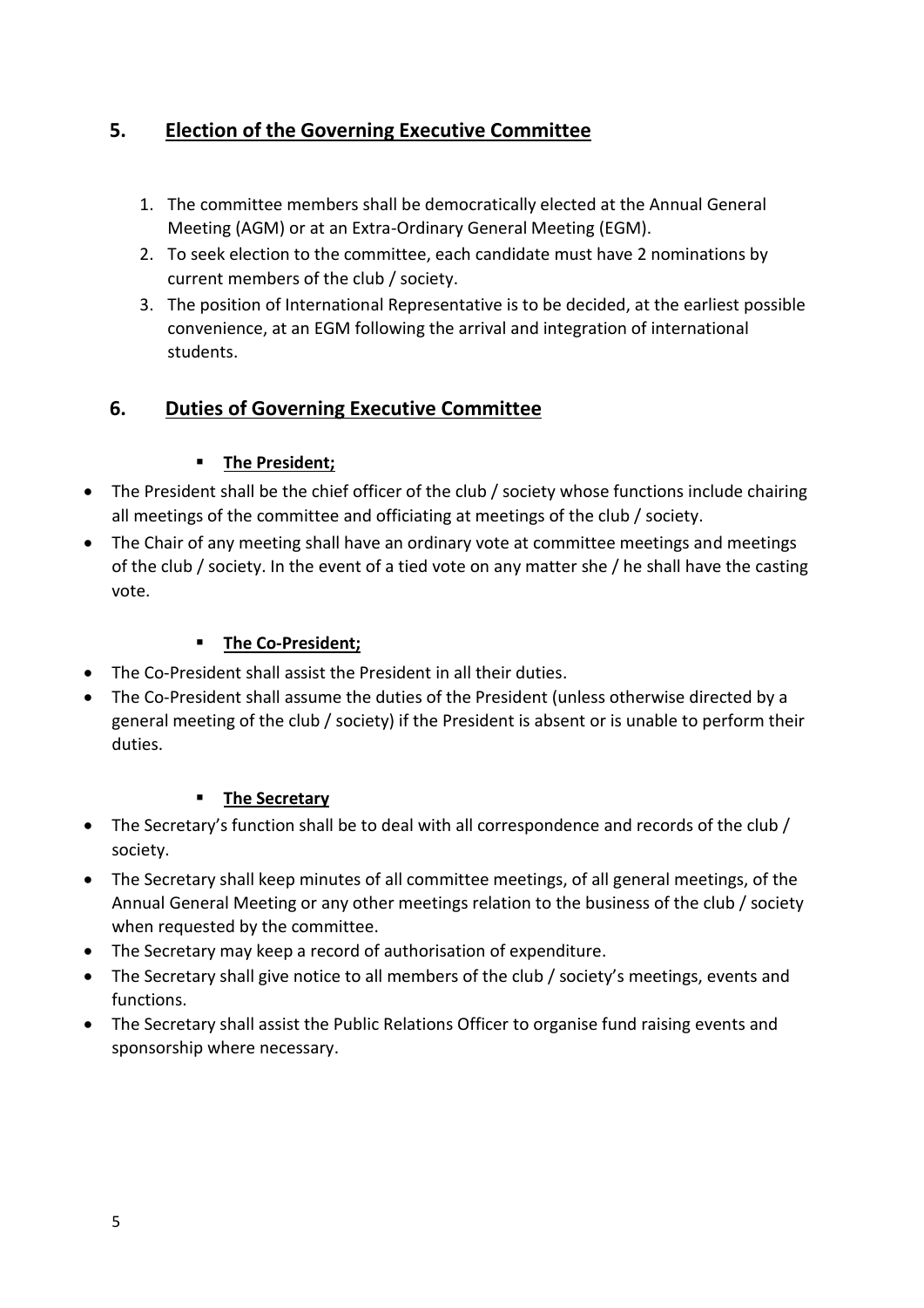## 5. <u>Election of the Governing Executive Committee</u>

1. The committee members shall be democratically elected at the Annual General Meeting (AGM) or at an Extra-Ordinary General Meeting (EGM).
2. To seek election to the committee, each candidate must have 2 nominations by current members of the club / society.
3. The position of International Representative is to be decided, at the earliest possible convenience, at an EGM following the arrival and integration of international students.

## 6. <u>Duties of Governing Executive Committee</u>

- **<u>The President;</u>**

- The President shall be the chief officer of the club / society whose functions include chairing all meetings of the committee and officiating at meetings of the club / society.
- The Chair of any meeting shall have an ordinary vote at committee meetings and meetings of the club / society. In the event of a tied vote on any matter she / he shall have the casting vote.

- **<u>The Co-President;</u>**

- The Co-President shall assist the President in all their duties.
- The Co-President shall assume the duties of the President (unless otherwise directed by a general meeting of the club / society) if the President is absent or is unable to perform their duties.

- **<u>The Secretary</u>**

- The Secretary's function shall be to deal with all correspondence and records of the club / society.
- The Secretary shall keep minutes of all committee meetings, of all general meetings, of the Annual General Meeting or any other meetings relation to the business of the club / society when requested by the committee.
- The Secretary may keep a record of authorisation of expenditure.
- The Secretary shall give notice to all members of the club / society's meetings, events and functions.
- The Secretary shall assist the Public Relations Officer to organise fund raising events and sponsorship where necessary.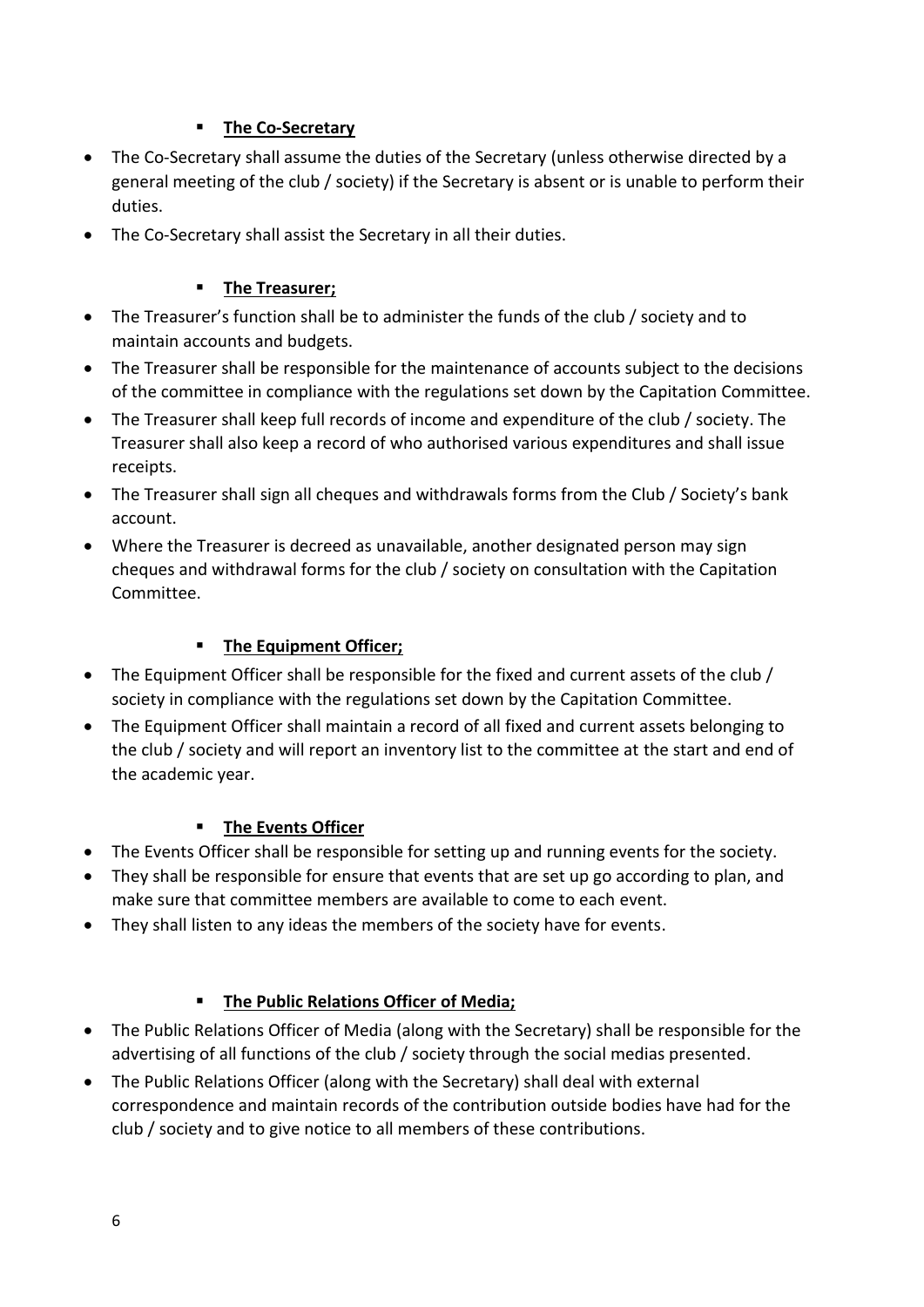- **The Co-Secretary**

- The Co-Secretary shall assume the duties of the Secretary (unless otherwise directed by a general meeting of the club / society) if the Secretary is absent or is unable to perform their duties.
- The Co-Secretary shall assist the Secretary in all their duties.

- **The Treasurer;**

- The Treasurer's function shall be to administer the funds of the club / society and to maintain accounts and budgets.
- The Treasurer shall be responsible for the maintenance of accounts subject to the decisions of the committee in compliance with the regulations set down by the Capitation Committee.
- The Treasurer shall keep full records of income and expenditure of the club / society. The Treasurer shall also keep a record of who authorised various expenditures and shall issue receipts.
- The Treasurer shall sign all cheques and withdrawals forms from the Club / Society's bank account.
- Where the Treasurer is decreed as unavailable, another designated person may sign cheques and withdrawal forms for the club / society on consultation with the Capitation Committee.

- **The Equipment Officer;**

- The Equipment Officer shall be responsible for the fixed and current assets of the club / society in compliance with the regulations set down by the Capitation Committee.
- The Equipment Officer shall maintain a record of all fixed and current assets belonging to the club / society and will report an inventory list to the committee at the start and end of the academic year.

- **The Events Officer**

- The Events Officer shall be responsible for setting up and running events for the society.
- They shall be responsible for ensure that events that are set up go according to plan, and make sure that committee members are available to come to each event.
- They shall listen to any ideas the members of the society have for events.

- **The Public Relations Officer of Media;**

- The Public Relations Officer of Media (along with the Secretary) shall be responsible for the advertising of all functions of the club / society through the social medias presented.
- The Public Relations Officer (along with the Secretary) shall deal with external correspondence and maintain records of the contribution outside bodies have had for the club / society and to give notice to all members of these contributions.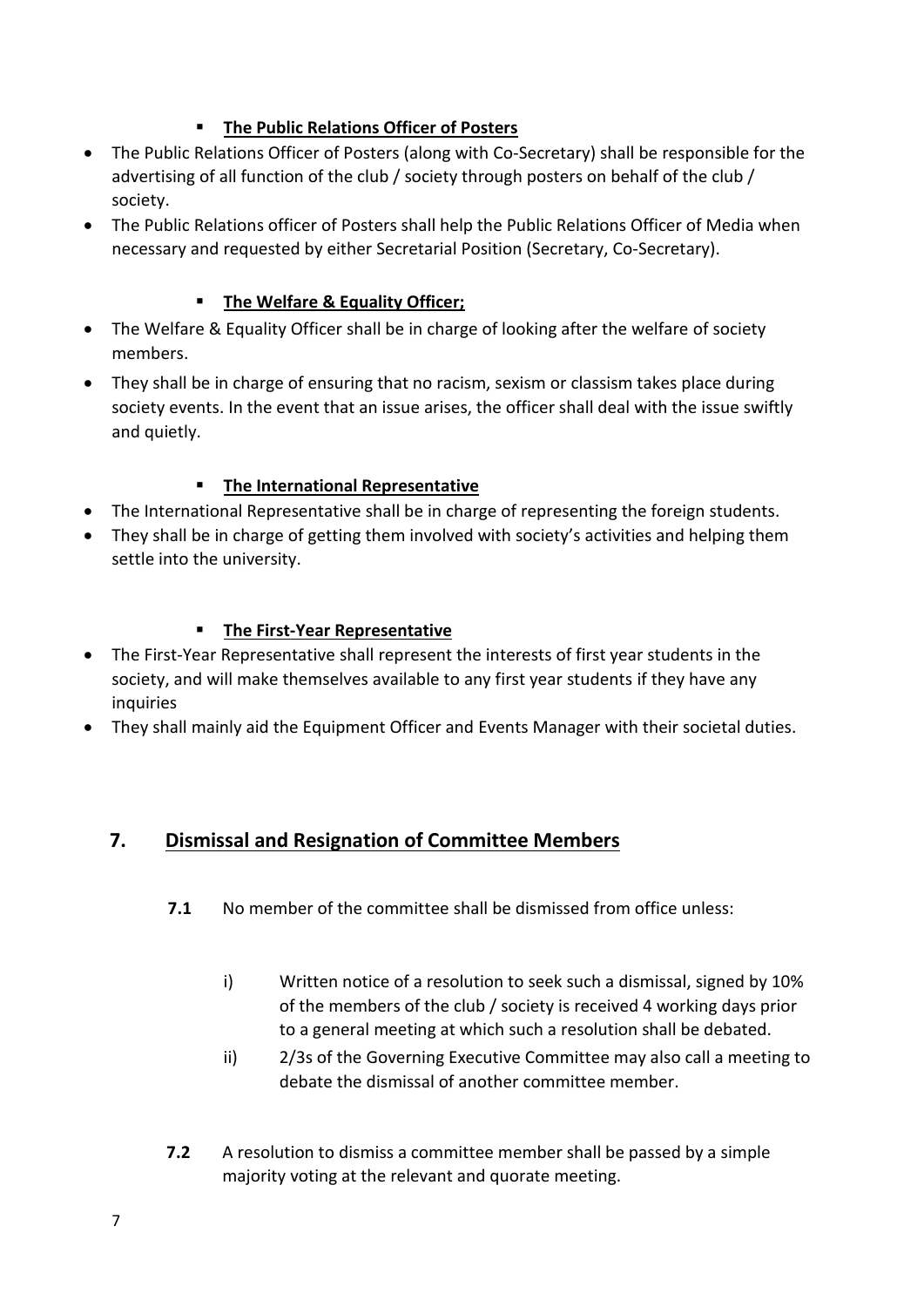- **The Public Relations Officer of Posters**

- The Public Relations Officer of Posters (along with Co-Secretary) shall be responsible for the advertising of all function of the club / society through posters on behalf of the club / society.
- The Public Relations officer of Posters shall help the Public Relations Officer of Media when necessary and requested by either Secretarial Position (Secretary, Co-Secretary).

- **The Welfare & Equality Officer;**

- The Welfare & Equality Officer shall be in charge of looking after the welfare of society members.
- They shall be in charge of ensuring that no racism, sexism or classism takes place during society events. In the event that an issue arises, the officer shall deal with the issue swiftly and quietly.

- **The International Representative**

- The International Representative shall be in charge of representing the foreign students.
- They shall be in charge of getting them involved with society's activities and helping them settle into the university.

- **The First-Year Representative**

- The First-Year Representative shall represent the interests of first year students in the society, and will make themselves available to any first year students if they have any inquiries
- They shall mainly aid the Equipment Officer and Events Manager with their societal duties.

## 7. Dismissal and Resignation of Committee Members

**7.1** No member of the committee shall be dismissed from office unless:

i) Written notice of a resolution to seek such a dismissal, signed by 10% of the members of the club / society is received 4 working days prior to a general meeting at which such a resolution shall be debated.

ii) 2/3s of the Governing Executive Committee may also call a meeting to debate the dismissal of another committee member.

**7.2** A resolution to dismiss a committee member shall be passed by a simple majority voting at the relevant and quorate meeting.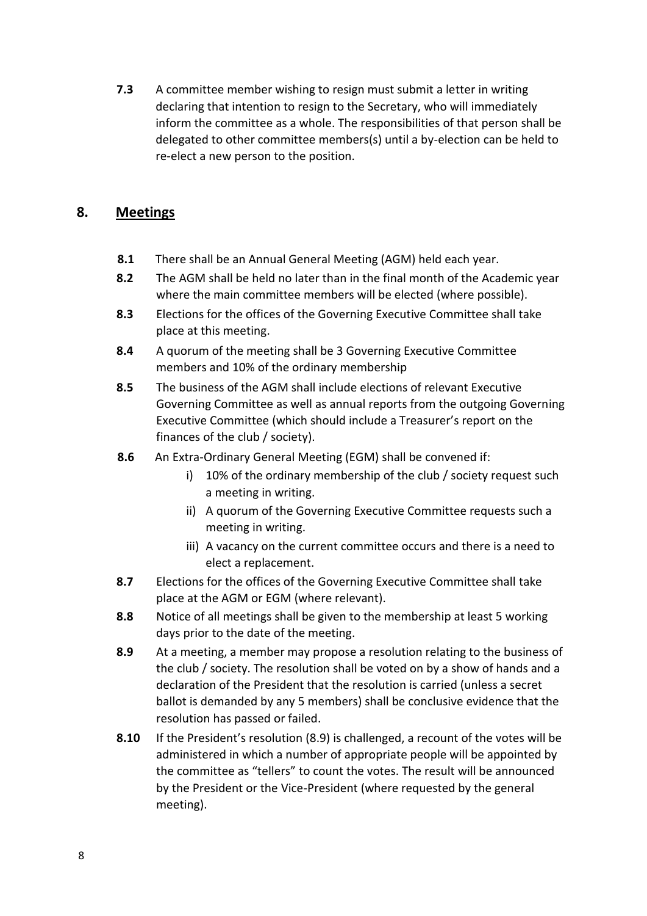**7.3** A committee member wishing to resign must submit a letter in writing declaring that intention to resign to the Secretary, who will immediately inform the committee as a whole. The responsibilities of that person shall be delegated to other committee members(s) until a by-election can be held to re-elect a new person to the position.

## 8. Meetings

**8.1** There shall be an Annual General Meeting (AGM) held each year.

**8.2** The AGM shall be held no later than in the final month of the Academic year where the main committee members will be elected (where possible).

**8.3** Elections for the offices of the Governing Executive Committee shall take place at this meeting.

**8.4** A quorum of the meeting shall be 3 Governing Executive Committee members and 10% of the ordinary membership

**8.5** The business of the AGM shall include elections of relevant Executive Governing Committee as well as annual reports from the outgoing Governing Executive Committee (which should include a Treasurer's report on the finances of the club / society).

**8.6** An Extra-Ordinary General Meeting (EGM) shall be convened if:

i) 10% of the ordinary membership of the club / society request such a meeting in writing.

ii) A quorum of the Governing Executive Committee requests such a meeting in writing.

iii) A vacancy on the current committee occurs and there is a need to elect a replacement.

**8.7** Elections for the offices of the Governing Executive Committee shall take place at the AGM or EGM (where relevant).

**8.8** Notice of all meetings shall be given to the membership at least 5 working days prior to the date of the meeting.

**8.9** At a meeting, a member may propose a resolution relating to the business of the club / society. The resolution shall be voted on by a show of hands and a declaration of the President that the resolution is carried (unless a secret ballot is demanded by any 5 members) shall be conclusive evidence that the resolution has passed or failed.

**8.10** If the President's resolution (8.9) is challenged, a recount of the votes will be administered in which a number of appropriate people will be appointed by the committee as "tellers" to count the votes. The result will be announced by the President or the Vice-President (where requested by the general meeting).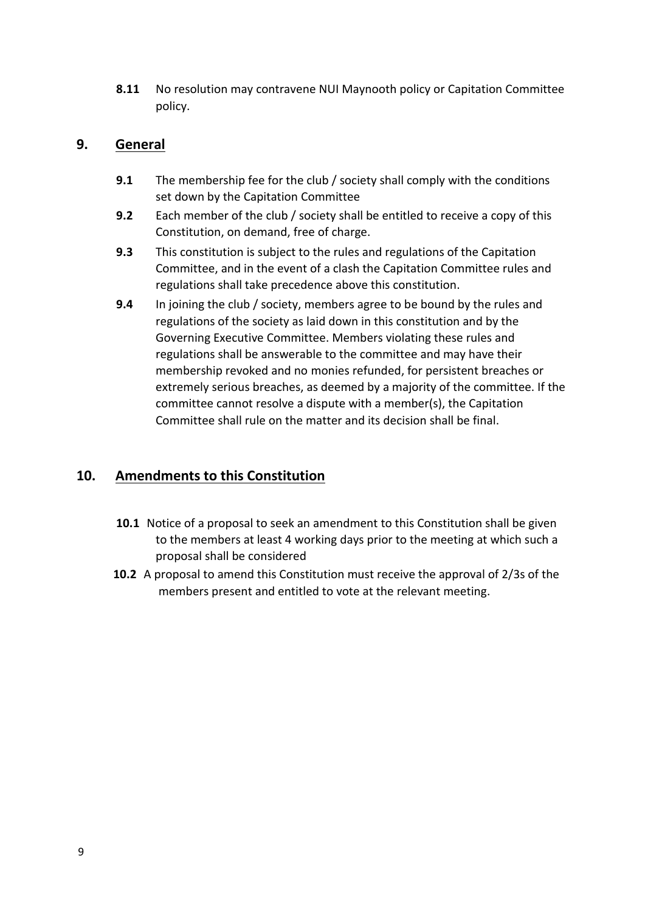**8.11** No resolution may contravene NUI Maynooth policy or Capitation Committee policy.

## 9. General

**9.1** The membership fee for the club / society shall comply with the conditions set down by the Capitation Committee

**9.2** Each member of the club / society shall be entitled to receive a copy of this Constitution, on demand, free of charge.

**9.3** This constitution is subject to the rules and regulations of the Capitation Committee, and in the event of a clash the Capitation Committee rules and regulations shall take precedence above this constitution.

**9.4** In joining the club / society, members agree to be bound by the rules and regulations of the society as laid down in this constitution and by the Governing Executive Committee. Members violating these rules and regulations shall be answerable to the committee and may have their membership revoked and no monies refunded, for persistent breaches or extremely serious breaches, as deemed by a majority of the committee. If the committee cannot resolve a dispute with a member(s), the Capitation Committee shall rule on the matter and its decision shall be final.

## 10. Amendments to this Constitution

**10.1** Notice of a proposal to seek an amendment to this Constitution shall be given to the members at least 4 working days prior to the meeting at which such a proposal shall be considered

**10.2** A proposal to amend this Constitution must receive the approval of 2/3s of the members present and entitled to vote at the relevant meeting.